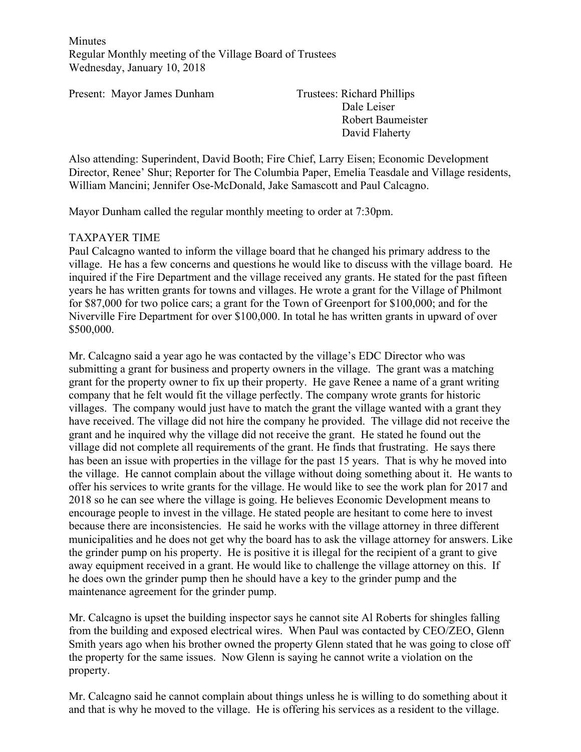Minutes
Regular Monthly meeting of the Village Board of Trustees
Wednesday, January 10, 2018

Present: Mayor James Dunham

Trustees: Richard Phillips
Dale Leiser
Robert Baumeister
David Flaherty

Also attending: Superindent, David Booth; Fire Chief, Larry Eisen; Economic Development Director, Renee' Shur; Reporter for The Columbia Paper, Emelia Teasdale and Village residents, William Mancini; Jennifer Ose-McDonald, Jake Samascott and Paul Calcagno.

Mayor Dunham called the regular monthly meeting to order at 7:30pm.

TAXPAYER TIME

Paul Calcagno wanted to inform the village board that he changed his primary address to the village. He has a few concerns and questions he would like to discuss with the village board. He inquired if the Fire Department and the village received any grants. He stated for the past fifteen years he has written grants for towns and villages. He wrote a grant for the Village of Philmont for $87,000 for two police cars; a grant for the Town of Greenport for $100,000; and for the Niverville Fire Department for over $100,000. In total he has written grants in upward of over $500,000.

Mr. Calcagno said a year ago he was contacted by the village's EDC Director who was submitting a grant for business and property owners in the village. The grant was a matching grant for the property owner to fix up their property. He gave Renee a name of a grant writing company that he felt would fit the village perfectly. The company wrote grants for historic villages. The company would just have to match the grant the village wanted with a grant they have received. The village did not hire the company he provided. The village did not receive the grant and he inquired why the village did not receive the grant. He stated he found out the village did not complete all requirements of the grant. He finds that frustrating. He says there has been an issue with properties in the village for the past 15 years. That is why he moved into the village. He cannot complain about the village without doing something about it. He wants to offer his services to write grants for the village. He would like to see the work plan for 2017 and 2018 so he can see where the village is going. He believes Economic Development means to encourage people to invest in the village. He stated people are hesitant to come here to invest because there are inconsistencies. He said he works with the village attorney in three different municipalities and he does not get why the board has to ask the village attorney for answers. Like the grinder pump on his property. He is positive it is illegal for the recipient of a grant to give away equipment received in a grant. He would like to challenge the village attorney on this. If he does own the grinder pump then he should have a key to the grinder pump and the maintenance agreement for the grinder pump.

Mr. Calcagno is upset the building inspector says he cannot site Al Roberts for shingles falling from the building and exposed electrical wires. When Paul was contacted by CEO/ZEO, Glenn Smith years ago when his brother owned the property Glenn stated that he was going to close off the property for the same issues. Now Glenn is saying he cannot write a violation on the property.

Mr. Calcagno said he cannot complain about things unless he is willing to do something about it and that is why he moved to the village. He is offering his services as a resident to the village.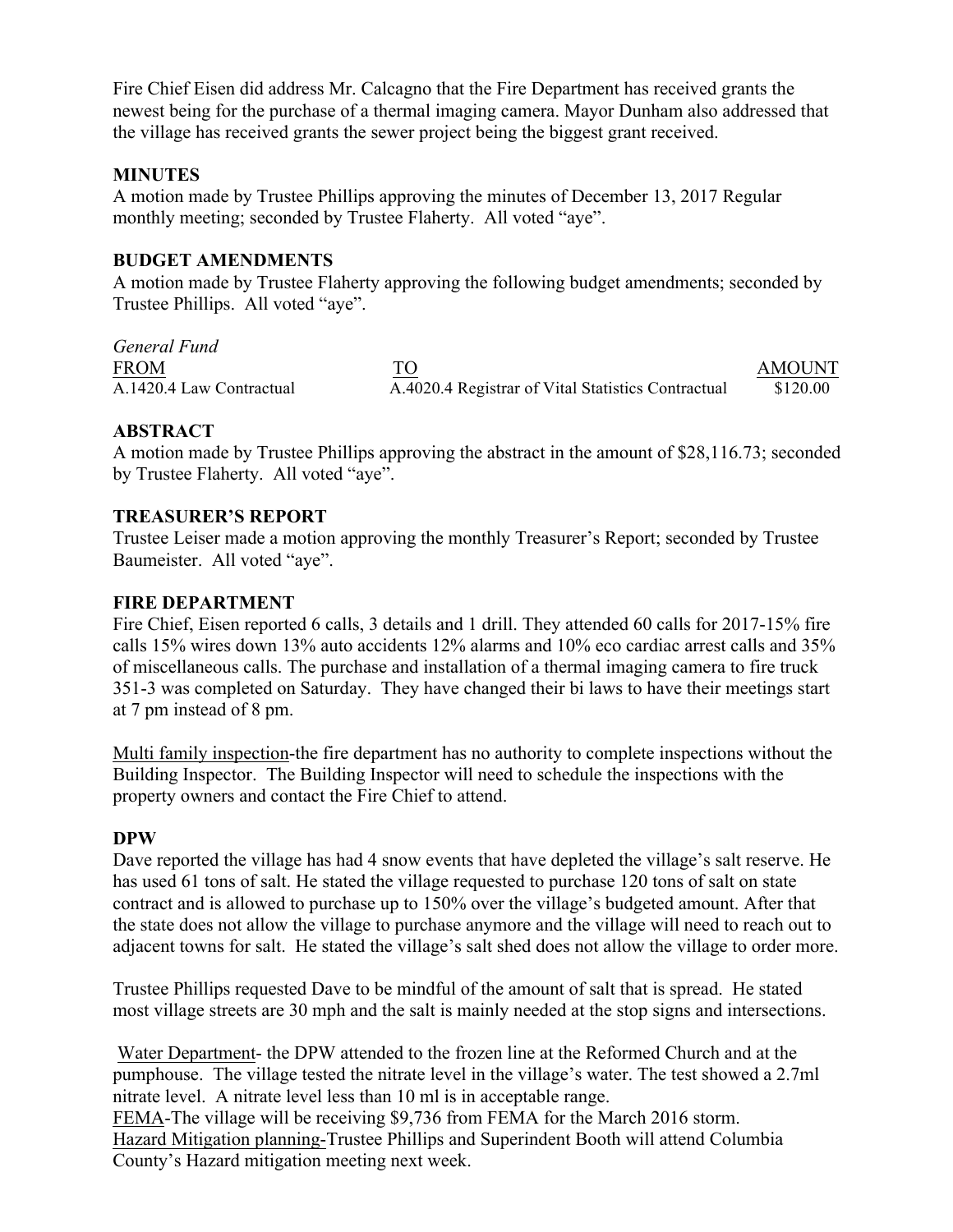Fire Chief Eisen did address Mr. Calcagno that the Fire Department has received grants the newest being for the purchase of a thermal imaging camera. Mayor Dunham also addressed that the village has received grants the sewer project being the biggest grant received.

## MINUTES

A motion made by Trustee Phillips approving the minutes of December 13, 2017 Regular monthly meeting; seconded by Trustee Flaherty. All voted "aye".

## BUDGET AMENDMENTS

A motion made by Trustee Flaherty approving the following budget amendments; seconded by Trustee Phillips. All voted "aye".

*General Fund*

| FROM | TO | AMOUNT |
|---|---|---|
| A.1420.4 Law Contractual | A.4020.4 Registrar of Vital Statistics Contractual | $120.00 |

## ABSTRACT

A motion made by Trustee Phillips approving the abstract in the amount of $28,116.73; seconded by Trustee Flaherty. All voted "aye".

## TREASURER'S REPORT

Trustee Leiser made a motion approving the monthly Treasurer's Report; seconded by Trustee Baumeister. All voted "aye".

## FIRE DEPARTMENT

Fire Chief, Eisen reported 6 calls, 3 details and 1 drill. They attended 60 calls for 2017-15% fire calls 15% wires down 13% auto accidents 12% alarms and 10% eco cardiac arrest calls and 35% of miscellaneous calls. The purchase and installation of a thermal imaging camera to fire truck 351-3 was completed on Saturday. They have changed their bi laws to have their meetings start at 7 pm instead of 8 pm.

Multi family inspection-the fire department has no authority to complete inspections without the Building Inspector. The Building Inspector will need to schedule the inspections with the property owners and contact the Fire Chief to attend.

## DPW

Dave reported the village has had 4 snow events that have depleted the village's salt reserve. He has used 61 tons of salt. He stated the village requested to purchase 120 tons of salt on state contract and is allowed to purchase up to 150% over the village's budgeted amount. After that the state does not allow the village to purchase anymore and the village will need to reach out to adjacent towns for salt. He stated the village's salt shed does not allow the village to order more.

Trustee Phillips requested Dave to be mindful of the amount of salt that is spread. He stated most village streets are 30 mph and the salt is mainly needed at the stop signs and intersections.

Water Department- the DPW attended to the frozen line at the Reformed Church and at the pumphouse. The village tested the nitrate level in the village's water. The test showed a 2.7ml nitrate level. A nitrate level less than 10 ml is in acceptable range.
FEMA-The village will be receiving $9,736 from FEMA for the March 2016 storm.
Hazard Mitigation planning-Trustee Phillips and Superindent Booth will attend Columbia County's Hazard mitigation meeting next week.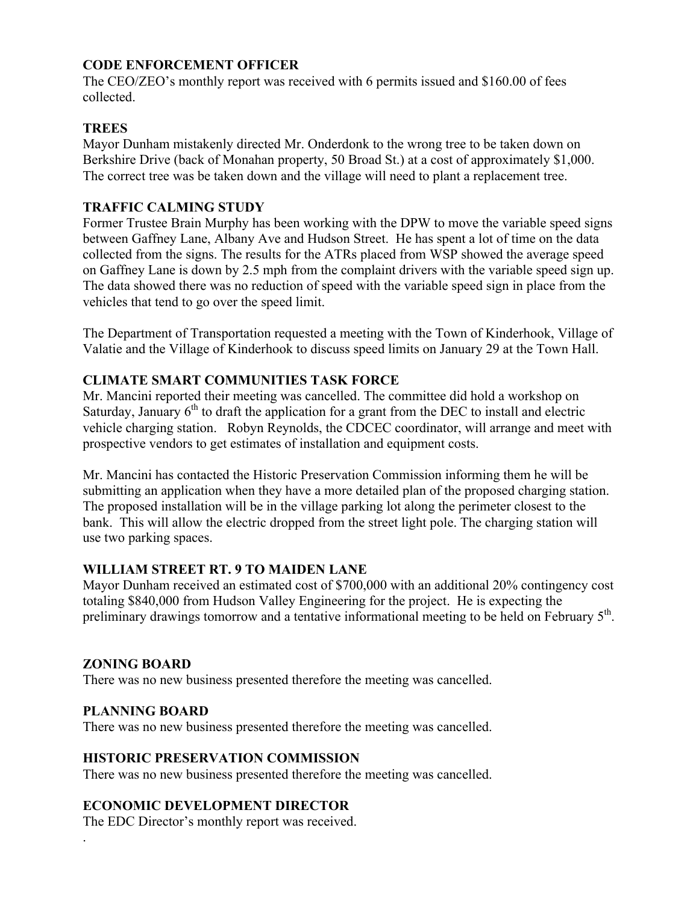**CODE ENFORCEMENT OFFICER**

The CEO/ZEO's monthly report was received with 6 permits issued and $160.00 of fees collected.

**TREES**

Mayor Dunham mistakenly directed Mr. Onderdonk to the wrong tree to be taken down on Berkshire Drive (back of Monahan property, 50 Broad St.) at a cost of approximately $1,000. The correct tree was be taken down and the village will need to plant a replacement tree.

**TRAFFIC CALMING STUDY**

Former Trustee Brain Murphy has been working with the DPW to move the variable speed signs between Gaffney Lane, Albany Ave and Hudson Street. He has spent a lot of time on the data collected from the signs. The results for the ATRs placed from WSP showed the average speed on Gaffney Lane is down by 2.5 mph from the complaint drivers with the variable speed sign up. The data showed there was no reduction of speed with the variable speed sign in place from the vehicles that tend to go over the speed limit.

The Department of Transportation requested a meeting with the Town of Kinderhook, Village of Valatie and the Village of Kinderhook to discuss speed limits on January 29 at the Town Hall.

**CLIMATE SMART COMMUNITIES TASK FORCE**

Mr. Mancini reported their meeting was cancelled. The committee did hold a workshop on Saturday, January 6th to draft the application for a grant from the DEC to install and electric vehicle charging station. Robyn Reynolds, the CDCEC coordinator, will arrange and meet with prospective vendors to get estimates of installation and equipment costs.

Mr. Mancini has contacted the Historic Preservation Commission informing them he will be submitting an application when they have a more detailed plan of the proposed charging station. The proposed installation will be in the village parking lot along the perimeter closest to the bank. This will allow the electric dropped from the street light pole. The charging station will use two parking spaces.

**WILLIAM STREET RT. 9 TO MAIDEN LANE**

Mayor Dunham received an estimated cost of $700,000 with an additional 20% contingency cost totaling $840,000 from Hudson Valley Engineering for the project. He is expecting the preliminary drawings tomorrow and a tentative informational meeting to be held on February 5th.

**ZONING BOARD**

There was no new business presented therefore the meeting was cancelled.

**PLANNING BOARD**

There was no new business presented therefore the meeting was cancelled.

**HISTORIC PRESERVATION COMMISSION**

There was no new business presented therefore the meeting was cancelled.

**ECONOMIC DEVELOPMENT DIRECTOR**

The EDC Director's monthly report was received.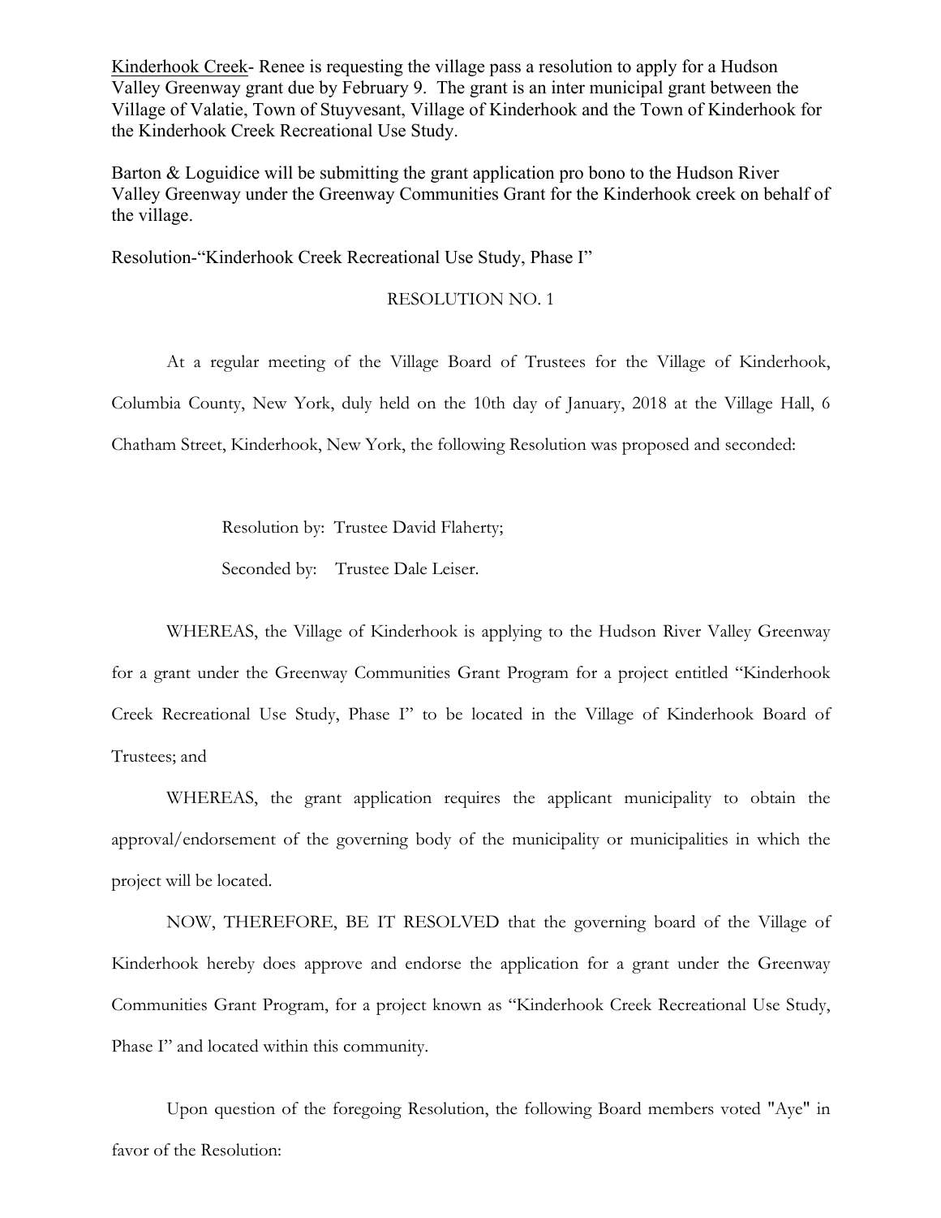Kinderhook Creek- Renee is requesting the village pass a resolution to apply for a Hudson Valley Greenway grant due by February 9. The grant is an inter municipal grant between the Village of Valatie, Town of Stuyvesant, Village of Kinderhook and the Town of Kinderhook for the Kinderhook Creek Recreational Use Study.

Barton & Loguidice will be submitting the grant application pro bono to the Hudson River Valley Greenway under the Greenway Communities Grant for the Kinderhook creek on behalf of the village.

Resolution-"Kinderhook Creek Recreational Use Study, Phase I"

RESOLUTION NO. 1

At a regular meeting of the Village Board of Trustees for the Village of Kinderhook, Columbia County, New York, duly held on the 10th day of January, 2018 at the Village Hall, 6 Chatham Street, Kinderhook, New York, the following Resolution was proposed and seconded:

Resolution by: Trustee David Flaherty;

Seconded by: Trustee Dale Leiser.

WHEREAS, the Village of Kinderhook is applying to the Hudson River Valley Greenway for a grant under the Greenway Communities Grant Program for a project entitled "Kinderhook Creek Recreational Use Study, Phase I" to be located in the Village of Kinderhook Board of Trustees; and

WHEREAS, the grant application requires the applicant municipality to obtain the approval/endorsement of the governing body of the municipality or municipalities in which the project will be located.

NOW, THEREFORE, BE IT RESOLVED that the governing board of the Village of Kinderhook hereby does approve and endorse the application for a grant under the Greenway Communities Grant Program, for a project known as "Kinderhook Creek Recreational Use Study, Phase I" and located within this community.

Upon question of the foregoing Resolution, the following Board members voted "Aye" in favor of the Resolution: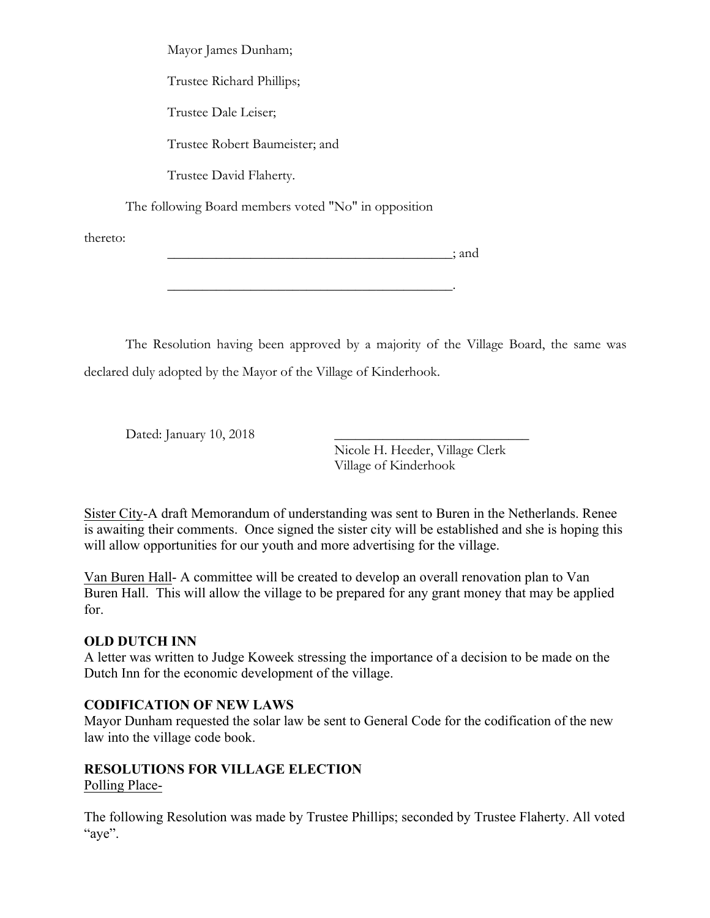Mayor James Dunham;

Trustee Richard Phillips;

Trustee Dale Leiser;

Trustee Robert Baumeister; and

Trustee David Flaherty.

The following Board members voted "No" in opposition thereto:

___________________________________________; and

___________________________________________.

The Resolution having been approved by a majority of the Village Board, the same was declared duly adopted by the Mayor of the Village of Kinderhook.

Dated: January 10, 2018

______________________________
Nicole H. Heeder, Village Clerk
Village of Kinderhook

Sister City-A draft Memorandum of understanding was sent to Buren in the Netherlands. Renee is awaiting their comments. Once signed the sister city will be established and she is hoping this will allow opportunities for our youth and more advertising for the village.

Van Buren Hall- A committee will be created to develop an overall renovation plan to Van Buren Hall. This will allow the village to be prepared for any grant money that may be applied for.

**OLD DUTCH INN**

A letter was written to Judge Koweek stressing the importance of a decision to be made on the Dutch Inn for the economic development of the village.

**CODIFICATION OF NEW LAWS**

Mayor Dunham requested the solar law be sent to General Code for the codification of the new law into the village code book.

**RESOLUTIONS FOR VILLAGE ELECTION**

Polling Place-

The following Resolution was made by Trustee Phillips; seconded by Trustee Flaherty. All voted "aye".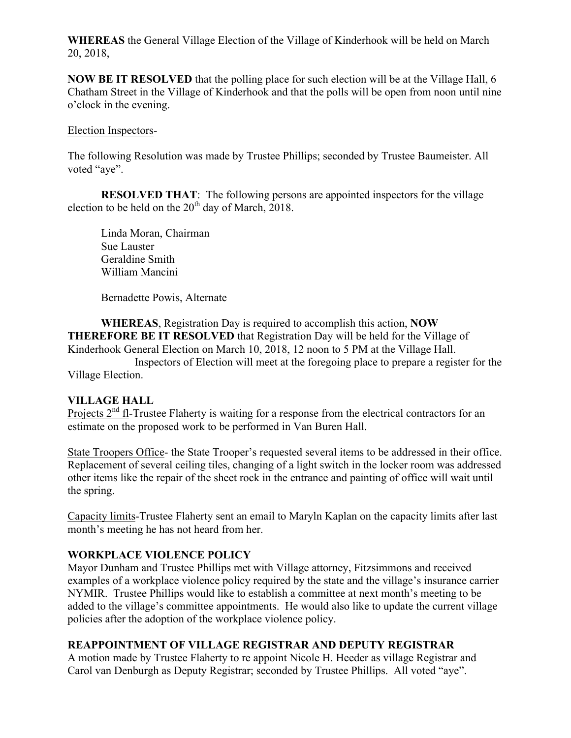**WHEREAS** the General Village Election of the Village of Kinderhook will be held on March 20, 2018,

**NOW BE IT RESOLVED** that the polling place for such election will be at the Village Hall, 6 Chatham Street in the Village of Kinderhook and that the polls will be open from noon until nine o'clock in the evening.

Election Inspectors-

The following Resolution was made by Trustee Phillips; seconded by Trustee Baumeister. All voted "aye".

**RESOLVED THAT**: The following persons are appointed inspectors for the village election to be held on the 20th day of March, 2018.

Linda Moran, Chairman
Sue Lauster
Geraldine Smith
William Mancini

Bernadette Powis, Alternate

**WHEREAS**, Registration Day is required to accomplish this action, **NOW THEREFORE BE IT RESOLVED** that Registration Day will be held for the Village of Kinderhook General Election on March 10, 2018, 12 noon to 5 PM at the Village Hall.
Inspectors of Election will meet at the foregoing place to prepare a register for the Village Election.

## VILLAGE HALL

Projects 2nd fl-Trustee Flaherty is waiting for a response from the electrical contractors for an estimate on the proposed work to be performed in Van Buren Hall.

State Troopers Office- the State Trooper's requested several items to be addressed in their office. Replacement of several ceiling tiles, changing of a light switch in the locker room was addressed other items like the repair of the sheet rock in the entrance and painting of office will wait until the spring.

Capacity limits-Trustee Flaherty sent an email to Maryln Kaplan on the capacity limits after last month's meeting he has not heard from her.

## WORKPLACE VIOLENCE POLICY

Mayor Dunham and Trustee Phillips met with Village attorney, Fitzsimmons and received examples of a workplace violence policy required by the state and the village's insurance carrier NYMIR. Trustee Phillips would like to establish a committee at next month's meeting to be added to the village's committee appointments. He would also like to update the current village policies after the adoption of the workplace violence policy.

## REAPPOINTMENT OF VILLAGE REGISTRAR AND DEPUTY REGISTRAR

A motion made by Trustee Flaherty to re appoint Nicole H. Heeder as village Registrar and Carol van Denburgh as Deputy Registrar; seconded by Trustee Phillips. All voted "aye".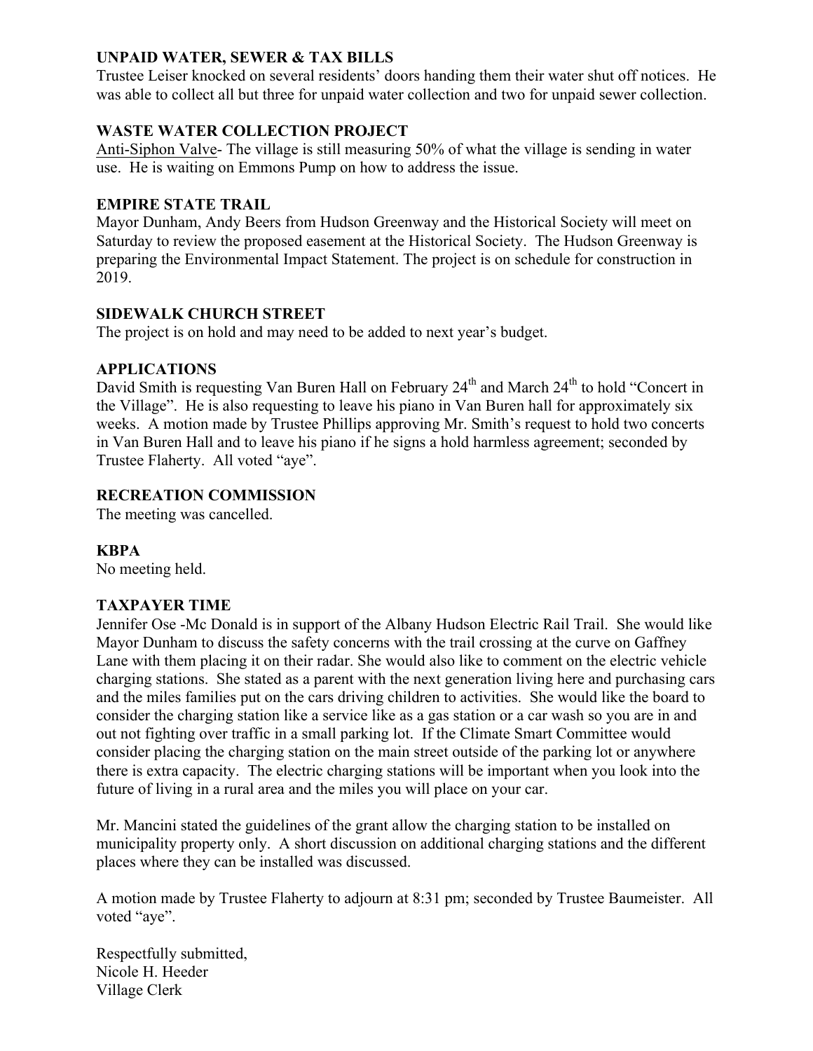**UNPAID WATER, SEWER & TAX BILLS**

Trustee Leiser knocked on several residents' doors handing them their water shut off notices. He was able to collect all but three for unpaid water collection and two for unpaid sewer collection.

**WASTE WATER COLLECTION PROJECT**

Anti-Siphon Valve- The village is still measuring 50% of what the village is sending in water use. He is waiting on Emmons Pump on how to address the issue.

**EMPIRE STATE TRAIL**

Mayor Dunham, Andy Beers from Hudson Greenway and the Historical Society will meet on Saturday to review the proposed easement at the Historical Society. The Hudson Greenway is preparing the Environmental Impact Statement. The project is on schedule for construction in 2019.

**SIDEWALK CHURCH STREET**

The project is on hold and may need to be added to next year's budget.

**APPLICATIONS**

David Smith is requesting Van Buren Hall on February 24th and March 24th to hold "Concert in the Village". He is also requesting to leave his piano in Van Buren hall for approximately six weeks. A motion made by Trustee Phillips approving Mr. Smith's request to hold two concerts in Van Buren Hall and to leave his piano if he signs a hold harmless agreement; seconded by Trustee Flaherty. All voted "aye".

**RECREATION COMMISSION**

The meeting was cancelled.

**KBPA**

No meeting held.

**TAXPAYER TIME**

Jennifer Ose -Mc Donald is in support of the Albany Hudson Electric Rail Trail. She would like Mayor Dunham to discuss the safety concerns with the trail crossing at the curve on Gaffney Lane with them placing it on their radar. She would also like to comment on the electric vehicle charging stations. She stated as a parent with the next generation living here and purchasing cars and the miles families put on the cars driving children to activities. She would like the board to consider the charging station like a service like as a gas station or a car wash so you are in and out not fighting over traffic in a small parking lot. If the Climate Smart Committee would consider placing the charging station on the main street outside of the parking lot or anywhere there is extra capacity. The electric charging stations will be important when you look into the future of living in a rural area and the miles you will place on your car.

Mr. Mancini stated the guidelines of the grant allow the charging station to be installed on municipality property only. A short discussion on additional charging stations and the different places where they can be installed was discussed.

A motion made by Trustee Flaherty to adjourn at 8:31 pm; seconded by Trustee Baumeister. All voted "aye".

Respectfully submitted,
Nicole H. Heeder
Village Clerk